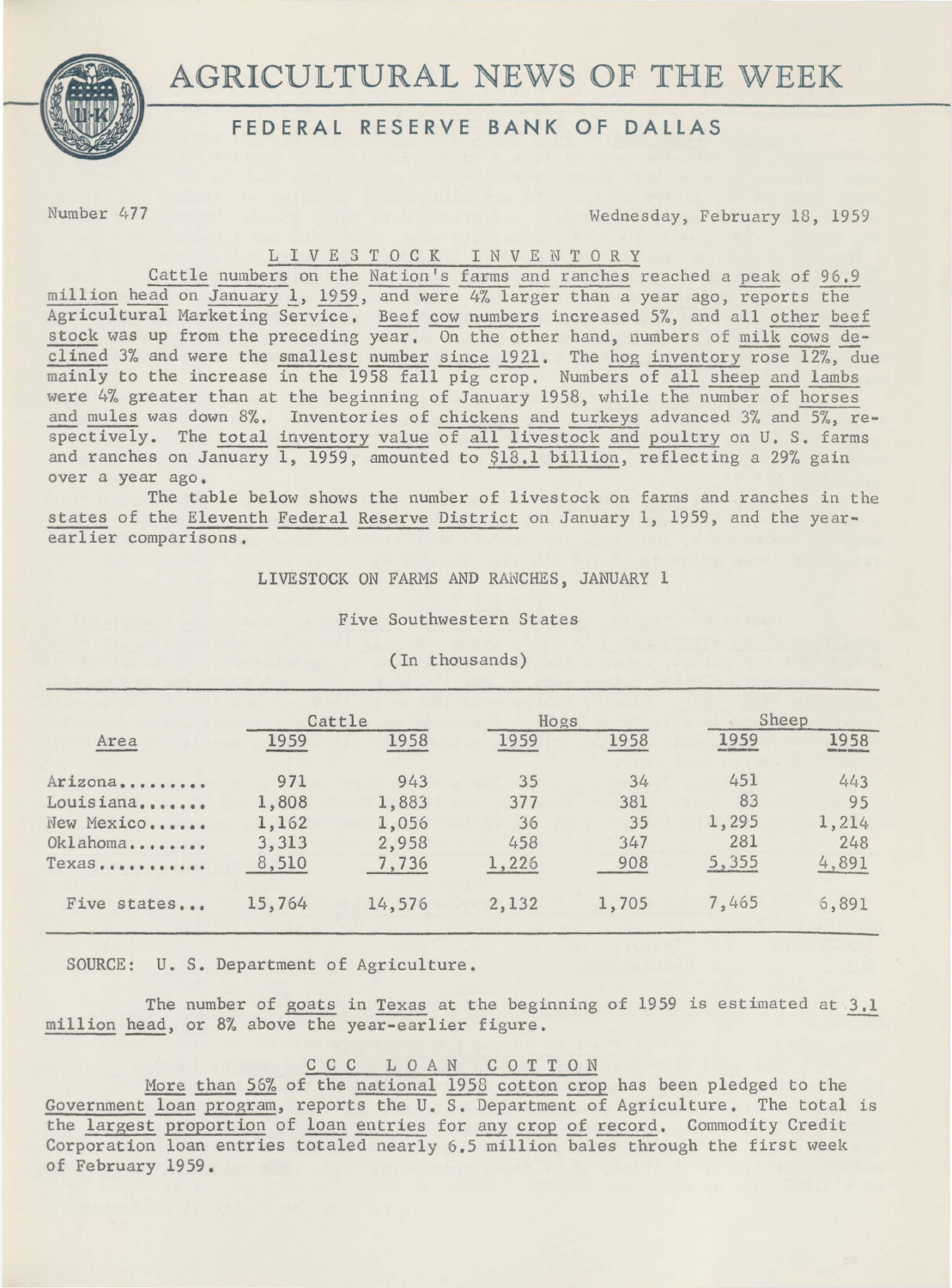# AGRICULTURAL NEWS OF THE WEEK

## FEDERAL RESERVE BANK OF DALLAS

Number 477

Wednesday, February 18, 1959

### LIVESTOCK INVENTORY

Cattle numbers on the Nation's farms and ranches reached a peak of 96.9 million head on January 1, 1959, and were 4% larger than a year ago, reports the Agricultural Marketing Service. Beef cow numbers increased 5%, and all other beef stock was up from the preceding year. On the other hand, numbers of milk cows declined 3% and were the smallest number since 1921. The hog inventory rose 12%, due mainly to the increase in the 1958 fall pig crop. Numbers of all sheep and lambs were 4% greater than at the beginning of January 1958, while the number of horses and mules was down 8%. Inventories of chickens and turkeys advanced 3% and 5%, respectively. The total inventory value of all livestock and poultry on U. S. farms and ranches on January 1, 1959, amounted to $18.1 billion, reflecting a 29% gain over a year ago.

The table below shows the number of livestock on farms and ranches in the states of the Eleventh Federal Reserve District on January 1, 1959, and the year-earlier comparisons.

LIVESTOCK ON FARMS AND RANCHES, JANUARY 1

Five Southwestern States

(In thousands)

| Area | Cattle | | Hogs | | Sheep | |
|---|---|---|---|---|---|---|
| | 1959 | 1958 | 1959 | 1958 | 1959 | 1958 |
| Arizona | 971 | 943 | 35 | 34 | 451 | 443 |
| Louisiana | 1,808 | 1,883 | 377 | 381 | 83 | 95 |
| New Mexico | 1,162 | 1,056 | 36 | 35 | 1,295 | 1,214 |
| Oklahoma | 3,313 | 2,958 | 458 | 347 | 281 | 248 |
| Texas | 8,510 | 7,736 | 1,226 | 908 | 5,355 | 4,891 |
| Five states | 15,764 | 14,576 | 2,132 | 1,705 | 7,465 | 6,891 |

SOURCE: U. S. Department of Agriculture.

The number of goats in Texas at the beginning of 1959 is estimated at 3.1 million head, or 8% above the year-earlier figure.

### CCC LOAN COTTON

More than 56% of the national 1958 cotton crop has been pledged to the Government loan program, reports the U. S. Department of Agriculture. The total is the largest proportion of loan entries for any crop of record. Commodity Credit Corporation loan entries totaled nearly 6.5 million bales through the first week of February 1959.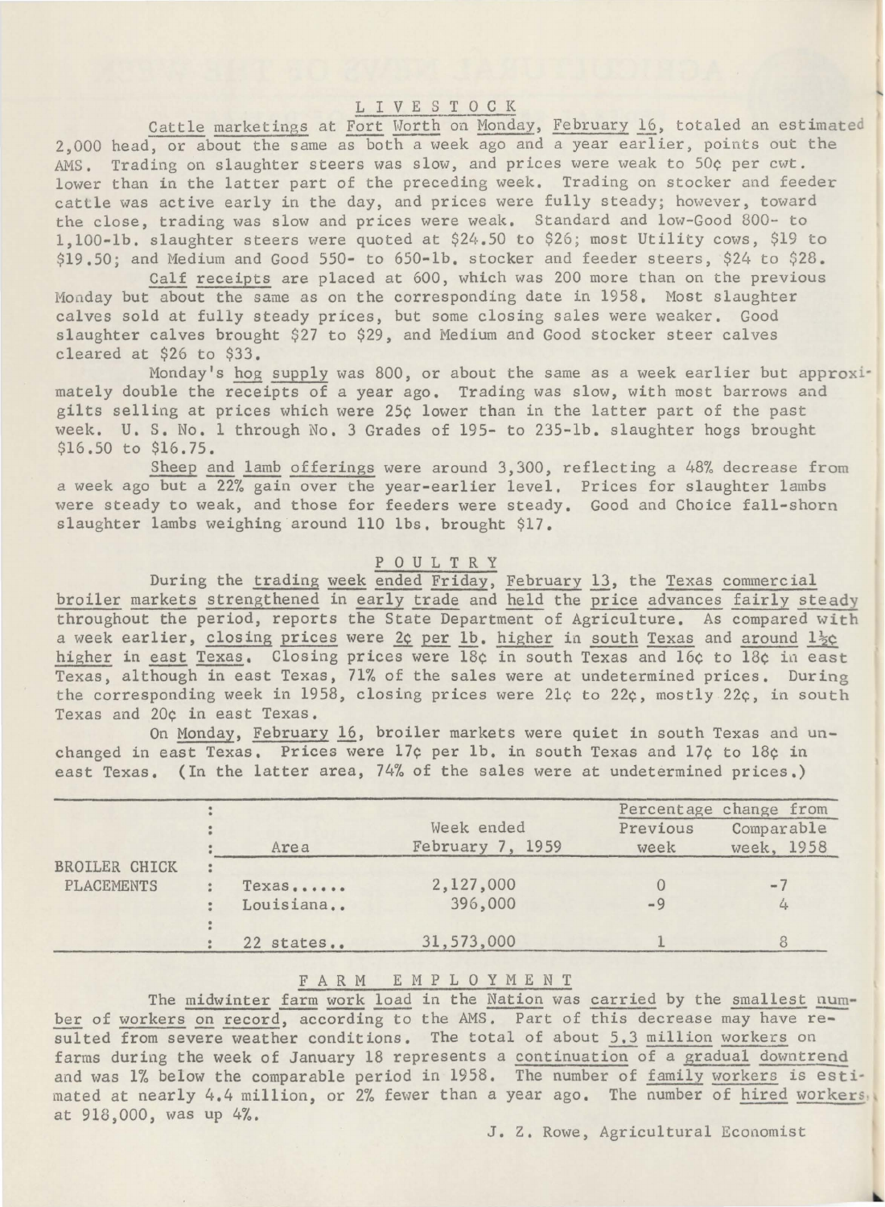## LIVESTOCK

Cattle marketings at Fort Worth on Monday, February 16, totaled an estimated 2,000 head, or about the same as both a week ago and a year earlier, points out the AMS. Trading on slaughter steers was slow, and prices were weak to 50¢ per cwt. lower than in the latter part of the preceding week. Trading on stocker and feeder cattle was active early in the day, and prices were fully steady; however, toward the close, trading was slow and prices were weak. Standard and low-Good 800- to 1,100-lb. slaughter steers were quoted at $24.50 to $26; most Utility cows, $19 to $19.50; and Medium and Good 550- to 650-lb. stocker and feeder steers, $24 to $28.

Calf receipts are placed at 600, which was 200 more than on the previous Monday but about the same as on the corresponding date in 1958. Most slaughter calves sold at fully steady prices, but some closing sales were weaker. Good slaughter calves brought $27 to $29, and Medium and Good stocker steer calves cleared at $26 to $33.

Monday's hog supply was 800, or about the same as a week earlier but approximately double the receipts of a year ago. Trading was slow, with most barrows and gilts selling at prices which were 25¢ lower than in the latter part of the past week. U. S. No. 1 through No. 3 Grades of 195- to 235-lb. slaughter hogs brought $16.50 to $16.75.

Sheep and lamb offerings were around 3,300, reflecting a 48% decrease from a week ago but a 22% gain over the year-earlier level. Prices for slaughter lambs were steady to weak, and those for feeders were steady. Good and Choice fall-shorn slaughter lambs weighing around 110 lbs. brought $17.

## POULTRY

During the trading week ended Friday, February 13, the Texas commercial broiler markets strengthened in early trade and held the price advances fairly steady throughout the period, reports the State Department of Agriculture. As compared with a week earlier, closing prices were 2¢ per lb. higher in south Texas and around 1½¢ higher in east Texas. Closing prices were 18¢ in south Texas and 16¢ to 18¢ in east Texas, although in east Texas, 71% of the sales were at undetermined prices. During the corresponding week in 1958, closing prices were 21¢ to 22¢, mostly 22¢, in south Texas and 20¢ in east Texas.

On Monday, February 16, broiler markets were quiet in south Texas and unchanged in east Texas. Prices were 17¢ per lb. in south Texas and 17¢ to 18¢ in east Texas. (In the latter area, 74% of the sales were at undetermined prices.)

| | Area | Week ended February 7, 1959 | Percentage change from Previous week | Comparable week, 1958 |
|---|---|---|---|---|
| BROILER CHICK PLACEMENTS | Texas...... | 2,127,000 | 0 | -7 |
| | Louisiana.. | 396,000 | -9 | 4 |
| | 22 states.. | 31,573,000 | 1 | 8 |

## FARM EMPLOYMENT

The midwinter farm work load in the Nation was carried by the smallest number of workers on record, according to the AMS. Part of this decrease may have resulted from severe weather conditions. The total of about 5.3 million workers on farms during the week of January 18 represents a continuation of a gradual downtrend and was 1% below the comparable period in 1958. The number of family workers is estimated at nearly 4.4 million, or 2% fewer than a year ago. The number of hired workers, at 918,000, was up 4%.

J. Z. Rowe, Agricultural Economist